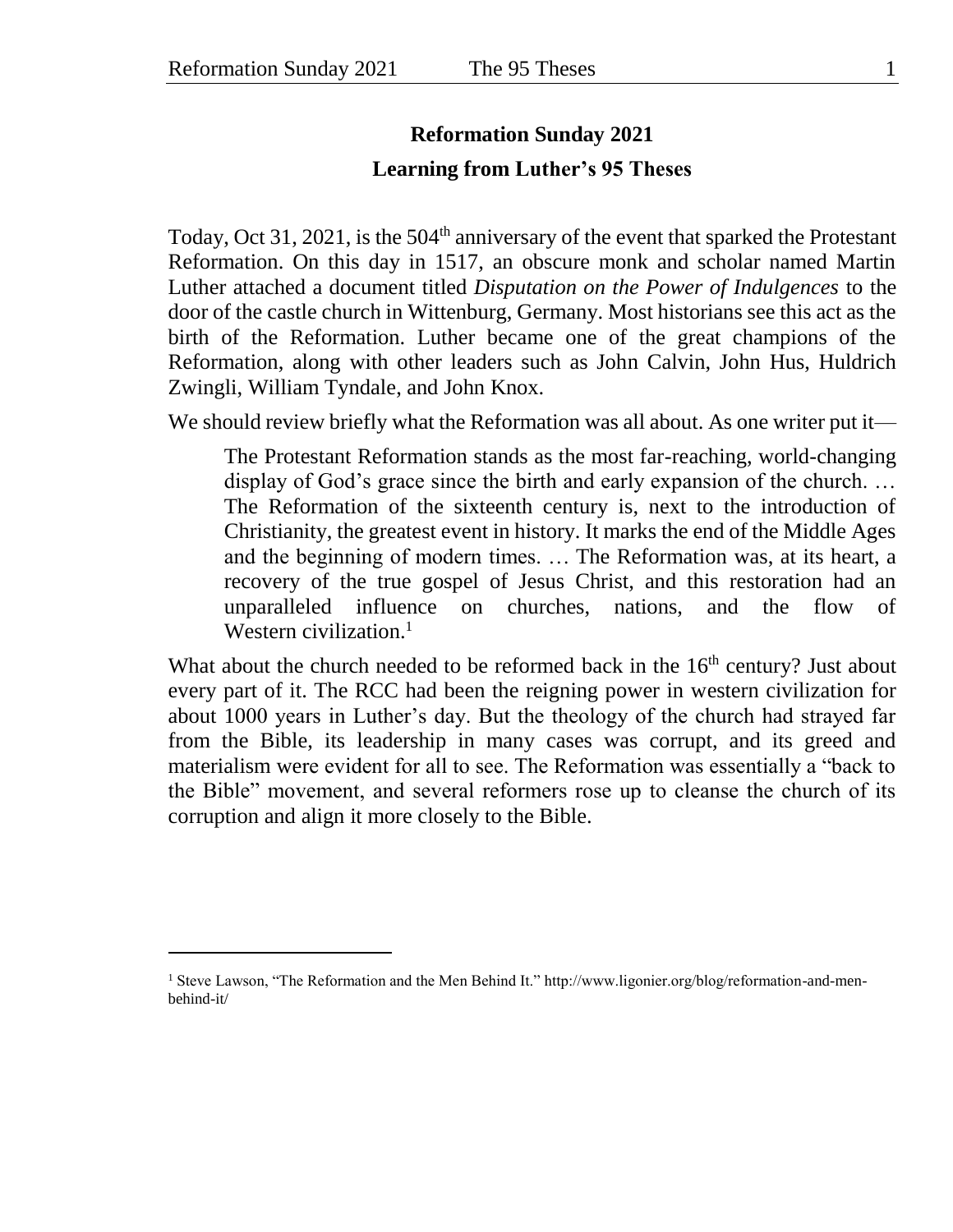# Reformation Sunday 2021

## Learning from Luther's 95 Theses

Today, Oct 31, 2021, is the 504th anniversary of the event that sparked the Protestant Reformation. On this day in 1517, an obscure monk and scholar named Martin Luther attached a document titled *Disputation on the Power of Indulgences* to the door of the castle church in Wittenburg, Germany. Most historians see this act as the birth of the Reformation. Luther became one of the great champions of the Reformation, along with other leaders such as John Calvin, John Hus, Huldrich Zwingli, William Tyndale, and John Knox.

We should review briefly what the Reformation was all about. As one writer put it—

> The Protestant Reformation stands as the most far-reaching, world-changing display of God's grace since the birth and early expansion of the church. … The Reformation of the sixteenth century is, next to the introduction of Christianity, the greatest event in history. It marks the end of the Middle Ages and the beginning of modern times. … The Reformation was, at its heart, a recovery of the true gospel of Jesus Christ, and this restoration had an unparalleled influence on churches, nations, and the flow of Western civilization.[1]

What about the church needed to be reformed back in the 16th century? Just about every part of it. The RCC had been the reigning power in western civilization for about 1000 years in Luther's day. But the theology of the church had strayed far from the Bible, its leadership in many cases was corrupt, and its greed and materialism were evident for all to see. The Reformation was essentially a "back to the Bible" movement, and several reformers rose up to cleanse the church of its corruption and align it more closely to the Bible.

---

[1] Steve Lawson, "The Reformation and the Men Behind It." http://www.ligonier.org/blog/reformation-and-men-behind-it/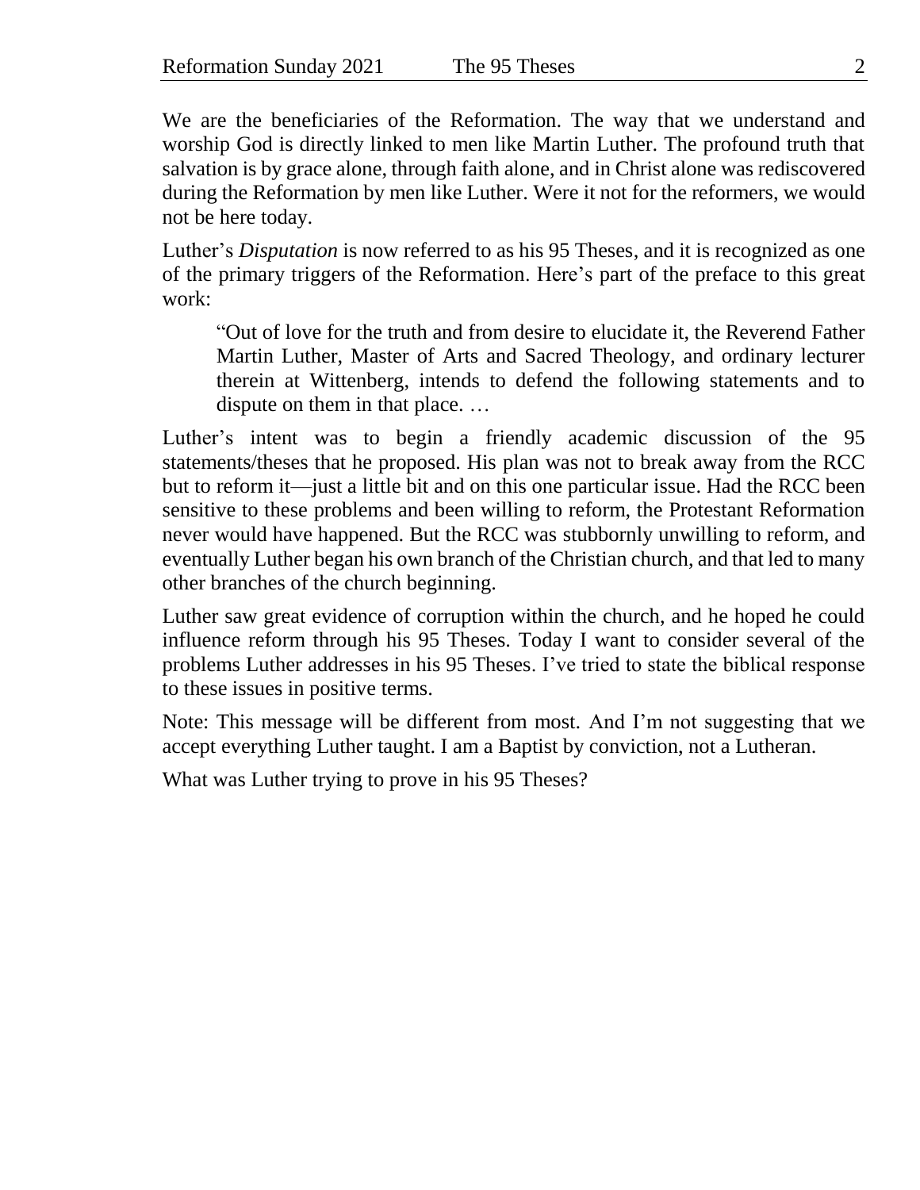We are the beneficiaries of the Reformation. The way that we understand and worship God is directly linked to men like Martin Luther. The profound truth that salvation is by grace alone, through faith alone, and in Christ alone was rediscovered during the Reformation by men like Luther. Were it not for the reformers, we would not be here today.

Luther's *Disputation* is now referred to as his 95 Theses, and it is recognized as one of the primary triggers of the Reformation. Here's part of the preface to this great work:

> "Out of love for the truth and from desire to elucidate it, the Reverend Father Martin Luther, Master of Arts and Sacred Theology, and ordinary lecturer therein at Wittenberg, intends to defend the following statements and to dispute on them in that place. …

Luther's intent was to begin a friendly academic discussion of the 95 statements/theses that he proposed. His plan was not to break away from the RCC but to reform it—just a little bit and on this one particular issue. Had the RCC been sensitive to these problems and been willing to reform, the Protestant Reformation never would have happened. But the RCC was stubbornly unwilling to reform, and eventually Luther began his own branch of the Christian church, and that led to many other branches of the church beginning.

Luther saw great evidence of corruption within the church, and he hoped he could influence reform through his 95 Theses. Today I want to consider several of the problems Luther addresses in his 95 Theses. I've tried to state the biblical response to these issues in positive terms.

Note: This message will be different from most. And I'm not suggesting that we accept everything Luther taught. I am a Baptist by conviction, not a Lutheran.

What was Luther trying to prove in his 95 Theses?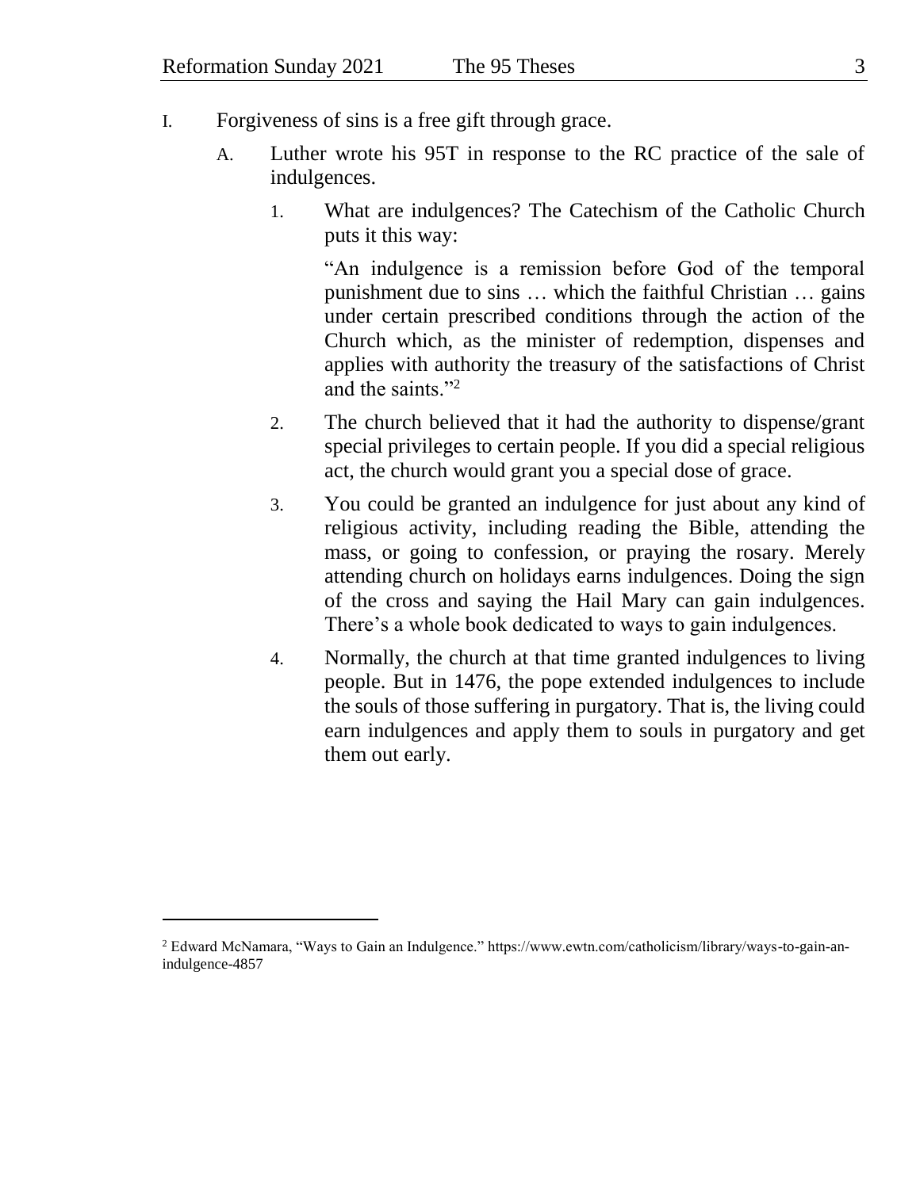I. Forgiveness of sins is a free gift through grace.

   A. Luther wrote his 95T in response to the RC practice of the sale of indulgences.

      1. What are indulgences? The Catechism of the Catholic Church puts it this way:

         "An indulgence is a remission before God of the temporal punishment due to sins … which the faithful Christian … gains under certain prescribed conditions through the action of the Church which, as the minister of redemption, dispenses and applies with authority the treasury of the satisfactions of Christ and the saints."[2]

      2. The church believed that it had the authority to dispense/grant special privileges to certain people. If you did a special religious act, the church would grant you a special dose of grace.

      3. You could be granted an indulgence for just about any kind of religious activity, including reading the Bible, attending the mass, or going to confession, or praying the rosary. Merely attending church on holidays earns indulgences. Doing the sign of the cross and saying the Hail Mary can gain indulgences. There's a whole book dedicated to ways to gain indulgences.

      4. Normally, the church at that time granted indulgences to living people. But in 1476, the pope extended indulgences to include the souls of those suffering in purgatory. That is, the living could earn indulgences and apply them to souls in purgatory and get them out early.

---

[2] Edward McNamara, "Ways to Gain an Indulgence." https://www.ewtn.com/catholicism/library/ways-to-gain-an-indulgence-4857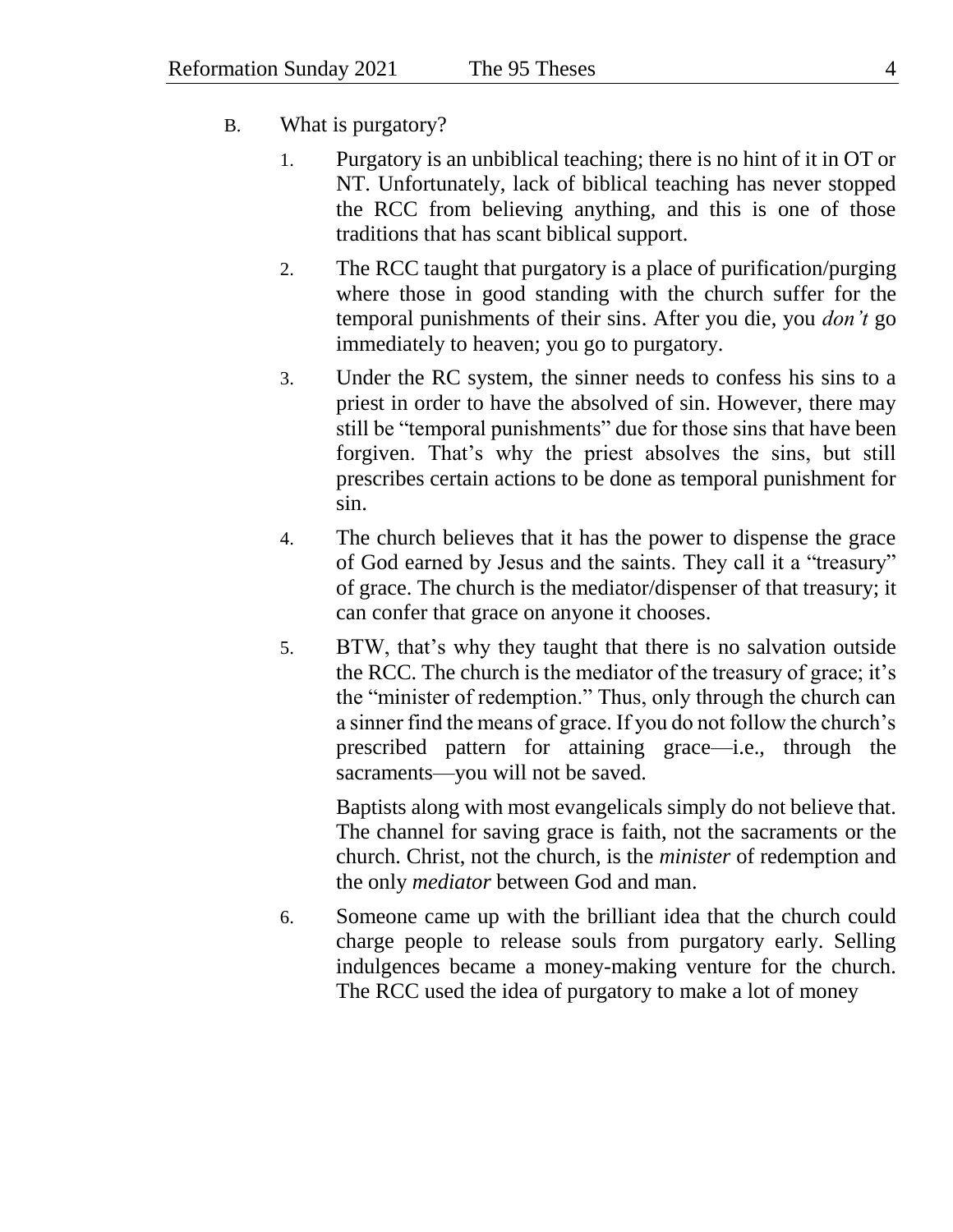B. What is purgatory?

1. Purgatory is an unbiblical teaching; there is no hint of it in OT or NT. Unfortunately, lack of biblical teaching has never stopped the RCC from believing anything, and this is one of those traditions that has scant biblical support.

2. The RCC taught that purgatory is a place of purification/purging where those in good standing with the church suffer for the temporal punishments of their sins. After you die, you *don't* go immediately to heaven; you go to purgatory.

3. Under the RC system, the sinner needs to confess his sins to a priest in order to have the absolved of sin. However, there may still be "temporal punishments" due for those sins that have been forgiven. That's why the priest absolves the sins, but still prescribes certain actions to be done as temporal punishment for sin.

4. The church believes that it has the power to dispense the grace of God earned by Jesus and the saints. They call it a "treasury" of grace. The church is the mediator/dispenser of that treasury; it can confer that grace on anyone it chooses.

5. BTW, that's why they taught that there is no salvation outside the RCC. The church is the mediator of the treasury of grace; it's the "minister of redemption." Thus, only through the church can a sinner find the means of grace. If you do not follow the church's prescribed pattern for attaining grace—i.e., through the sacraments—you will not be saved.

   Baptists along with most evangelicals simply do not believe that. The channel for saving grace is faith, not the sacraments or the church. Christ, not the church, is the *minister* of redemption and the only *mediator* between God and man.

6. Someone came up with the brilliant idea that the church could charge people to release souls from purgatory early. Selling indulgences became a money-making venture for the church. The RCC used the idea of purgatory to make a lot of money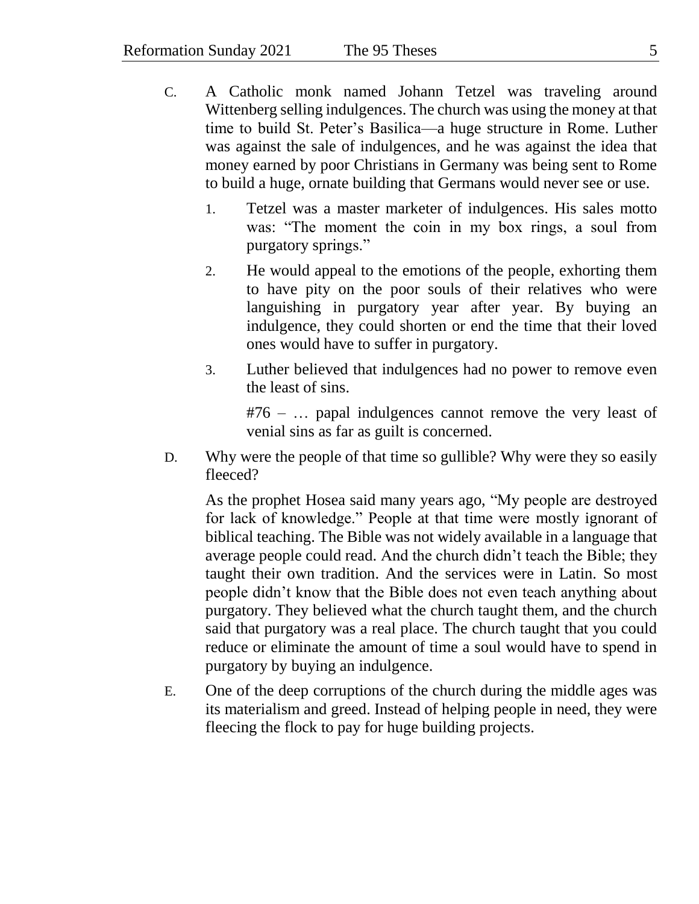C. A Catholic monk named Johann Tetzel was traveling around Wittenberg selling indulgences. The church was using the money at that time to build St. Peter's Basilica—a huge structure in Rome. Luther was against the sale of indulgences, and he was against the idea that money earned by poor Christians in Germany was being sent to Rome to build a huge, ornate building that Germans would never see or use.

   1. Tetzel was a master marketer of indulgences. His sales motto was: "The moment the coin in my box rings, a soul from purgatory springs."

   2. He would appeal to the emotions of the people, exhorting them to have pity on the poor souls of their relatives who were languishing in purgatory year after year. By buying an indulgence, they could shorten or end the time that their loved ones would have to suffer in purgatory.

   3. Luther believed that indulgences had no power to remove even the least of sins.

      #76 – … papal indulgences cannot remove the very least of venial sins as far as guilt is concerned.

D. Why were the people of that time so gullible? Why were they so easily fleeced?

   As the prophet Hosea said many years ago, "My people are destroyed for lack of knowledge." People at that time were mostly ignorant of biblical teaching. The Bible was not widely available in a language that average people could read. And the church didn't teach the Bible; they taught their own tradition. And the services were in Latin. So most people didn't know that the Bible does not even teach anything about purgatory. They believed what the church taught them, and the church said that purgatory was a real place. The church taught that you could reduce or eliminate the amount of time a soul would have to spend in purgatory by buying an indulgence.

E. One of the deep corruptions of the church during the middle ages was its materialism and greed. Instead of helping people in need, they were fleecing the flock to pay for huge building projects.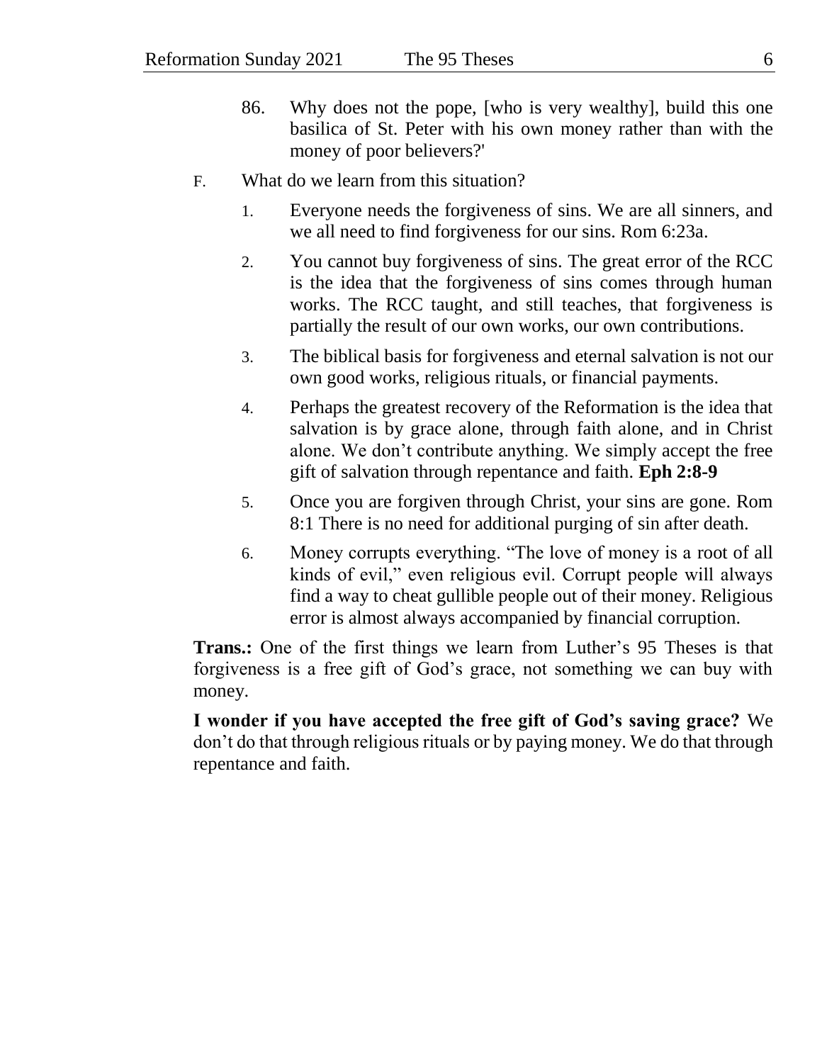86. Why does not the pope, [who is very wealthy], build this one basilica of St. Peter with his own money rather than with the money of poor believers?'

F. What do we learn from this situation?

1. Everyone needs the forgiveness of sins. We are all sinners, and we all need to find forgiveness for our sins. Rom 6:23a.

2. You cannot buy forgiveness of sins. The great error of the RCC is the idea that the forgiveness of sins comes through human works. The RCC taught, and still teaches, that forgiveness is partially the result of our own works, our own contributions.

3. The biblical basis for forgiveness and eternal salvation is not our own good works, religious rituals, or financial payments.

4. Perhaps the greatest recovery of the Reformation is the idea that salvation is by grace alone, through faith alone, and in Christ alone. We don't contribute anything. We simply accept the free gift of salvation through repentance and faith. **Eph 2:8-9**

5. Once you are forgiven through Christ, your sins are gone. Rom 8:1 There is no need for additional purging of sin after death.

6. Money corrupts everything. "The love of money is a root of all kinds of evil," even religious evil. Corrupt people will always find a way to cheat gullible people out of their money. Religious error is almost always accompanied by financial corruption.

**Trans.:** One of the first things we learn from Luther's 95 Theses is that forgiveness is a free gift of God's grace, not something we can buy with money.

**I wonder if you have accepted the free gift of God's saving grace?** We don't do that through religious rituals or by paying money. We do that through repentance and faith.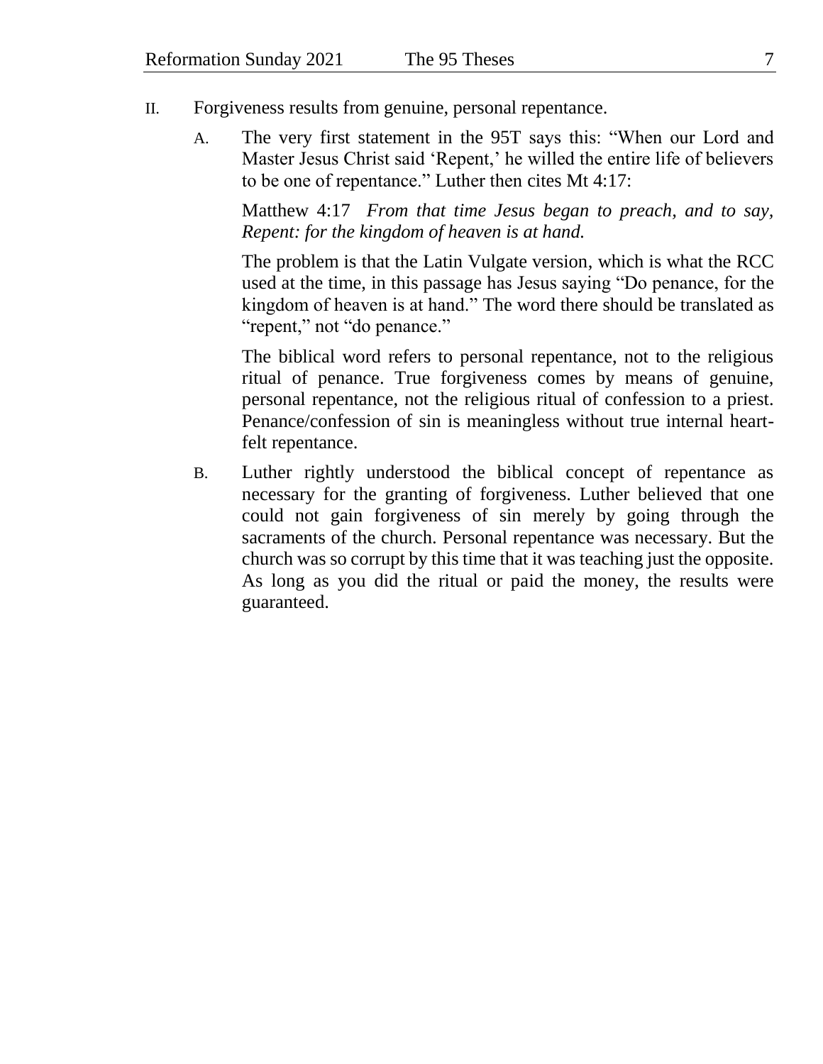II. Forgiveness results from genuine, personal repentance.

A. The very first statement in the 95T says this: "When our Lord and Master Jesus Christ said 'Repent,' he willed the entire life of believers to be one of repentance." Luther then cites Mt 4:17:

> Matthew 4:17 *From that time Jesus began to preach, and to say, Repent: for the kingdom of heaven is at hand.*

The problem is that the Latin Vulgate version, which is what the RCC used at the time, in this passage has Jesus saying "Do penance, for the kingdom of heaven is at hand." The word there should be translated as "repent," not "do penance."

The biblical word refers to personal repentance, not to the religious ritual of penance. True forgiveness comes by means of genuine, personal repentance, not the religious ritual of confession to a priest. Penance/confession of sin is meaningless without true internal heart-felt repentance.

B. Luther rightly understood the biblical concept of repentance as necessary for the granting of forgiveness. Luther believed that one could not gain forgiveness of sin merely by going through the sacraments of the church. Personal repentance was necessary. But the church was so corrupt by this time that it was teaching just the opposite. As long as you did the ritual or paid the money, the results were guaranteed.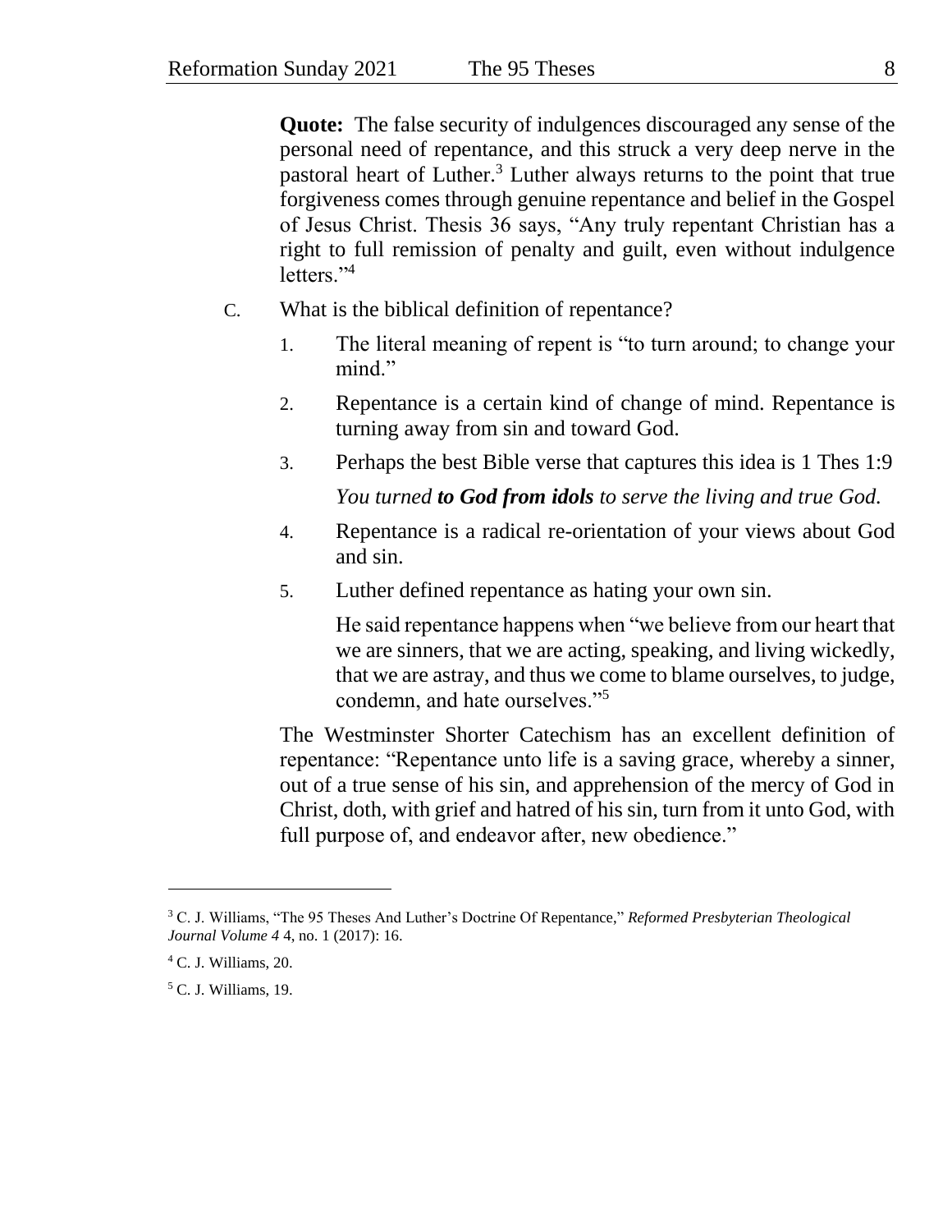**Quote:** The false security of indulgences discouraged any sense of the personal need of repentance, and this struck a very deep nerve in the pastoral heart of Luther.[3] Luther always returns to the point that true forgiveness comes through genuine repentance and belief in the Gospel of Jesus Christ. Thesis 36 says, "Any truly repentant Christian has a right to full remission of penalty and guilt, even without indulgence letters."[4]

C. What is the biblical definition of repentance?

1. The literal meaning of repent is "to turn around; to change your mind."
2. Repentance is a certain kind of change of mind. Repentance is turning away from sin and toward God.
3. Perhaps the best Bible verse that captures this idea is 1 Thes 1:9

   *You turned **to God from idols** to serve the living and true God.*
4. Repentance is a radical re-orientation of your views about God and sin.
5. Luther defined repentance as hating your own sin.

   He said repentance happens when "we believe from our heart that we are sinners, that we are acting, speaking, and living wickedly, that we are astray, and thus we come to blame ourselves, to judge, condemn, and hate ourselves."[5]

The Westminster Shorter Catechism has an excellent definition of repentance: "Repentance unto life is a saving grace, whereby a sinner, out of a true sense of his sin, and apprehension of the mercy of God in Christ, doth, with grief and hatred of his sin, turn from it unto God, with full purpose of, and endeavor after, new obedience."

---

[3] C. J. Williams, "The 95 Theses And Luther's Doctrine Of Repentance," *Reformed Presbyterian Theological Journal Volume 4* 4, no. 1 (2017): 16.

[4] C. J. Williams, 20.

[5] C. J. Williams, 19.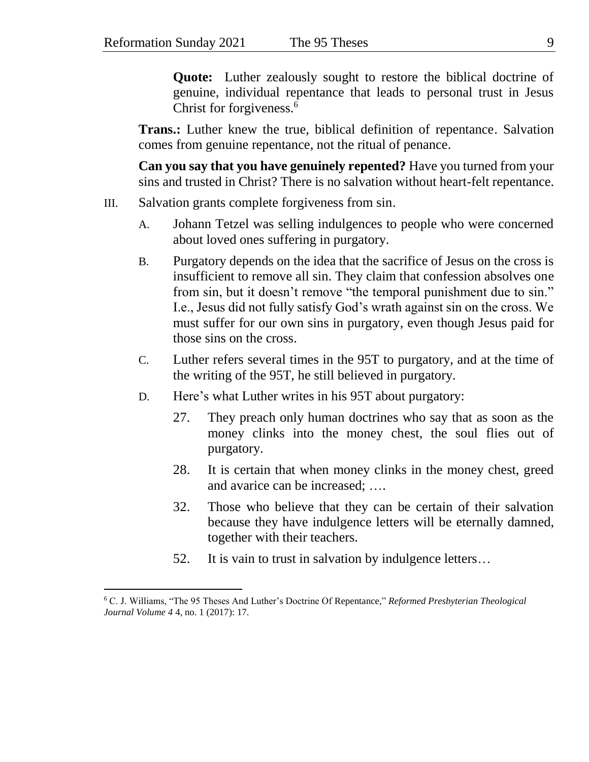**Quote:** Luther zealously sought to restore the biblical doctrine of genuine, individual repentance that leads to personal trust in Jesus Christ for forgiveness.[6]

**Trans.:** Luther knew the true, biblical definition of repentance. Salvation comes from genuine repentance, not the ritual of penance.

**Can you say that you have genuinely repented?** Have you turned from your sins and trusted in Christ? There is no salvation without heart-felt repentance.

III. Salvation grants complete forgiveness from sin.

A. Johann Tetzel was selling indulgences to people who were concerned about loved ones suffering in purgatory.

B. Purgatory depends on the idea that the sacrifice of Jesus on the cross is insufficient to remove all sin. They claim that confession absolves one from sin, but it doesn't remove "the temporal punishment due to sin." I.e., Jesus did not fully satisfy God's wrath against sin on the cross. We must suffer for our own sins in purgatory, even though Jesus paid for those sins on the cross.

C. Luther refers several times in the 95T to purgatory, and at the time of the writing of the 95T, he still believed in purgatory.

D. Here's what Luther writes in his 95T about purgatory:

27. They preach only human doctrines who say that as soon as the money clinks into the money chest, the soul flies out of purgatory.

28. It is certain that when money clinks in the money chest, greed and avarice can be increased; ….

32. Those who believe that they can be certain of their salvation because they have indulgence letters will be eternally damned, together with their teachers.

52. It is vain to trust in salvation by indulgence letters…

---

[6] C. J. Williams, "The 95 Theses And Luther's Doctrine Of Repentance," *Reformed Presbyterian Theological Journal Volume 4* 4, no. 1 (2017): 17.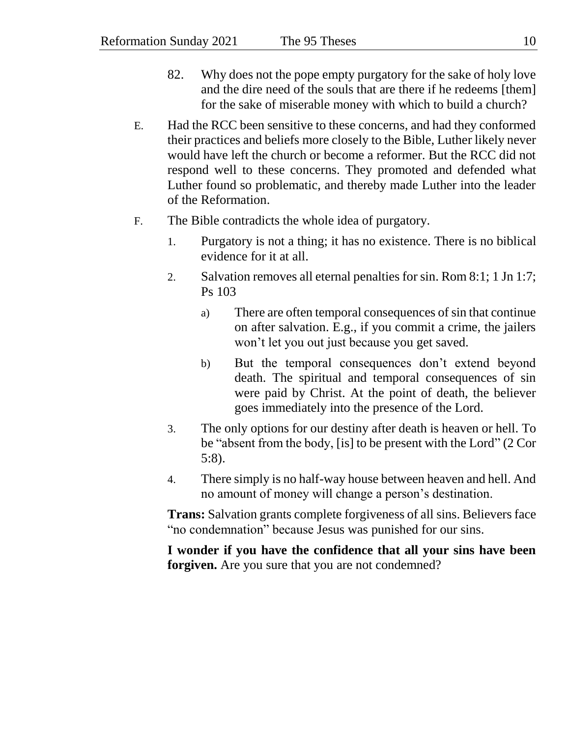82. Why does not the pope empty purgatory for the sake of holy love and the dire need of the souls that are there if he redeems [them] for the sake of miserable money with which to build a church?

E. Had the RCC been sensitive to these concerns, and had they conformed their practices and beliefs more closely to the Bible, Luther likely never would have left the church or become a reformer. But the RCC did not respond well to these concerns. They promoted and defended what Luther found so problematic, and thereby made Luther into the leader of the Reformation.

F. The Bible contradicts the whole idea of purgatory.

1. Purgatory is not a thing; it has no existence. There is no biblical evidence for it at all.

2. Salvation removes all eternal penalties for sin. Rom 8:1; 1 Jn 1:7; Ps 103

   a) There are often temporal consequences of sin that continue on after salvation. E.g., if you commit a crime, the jailers won't let you out just because you get saved.

   b) But the temporal consequences don't extend beyond death. The spiritual and temporal consequences of sin were paid by Christ. At the point of death, the believer goes immediately into the presence of the Lord.

3. The only options for our destiny after death is heaven or hell. To be "absent from the body, [is] to be present with the Lord" (2 Cor 5:8).

4. There simply is no half-way house between heaven and hell. And no amount of money will change a person's destination.

**Trans:** Salvation grants complete forgiveness of all sins. Believers face "no condemnation" because Jesus was punished for our sins.

**I wonder if you have the confidence that all your sins have been forgiven.** Are you sure that you are not condemned?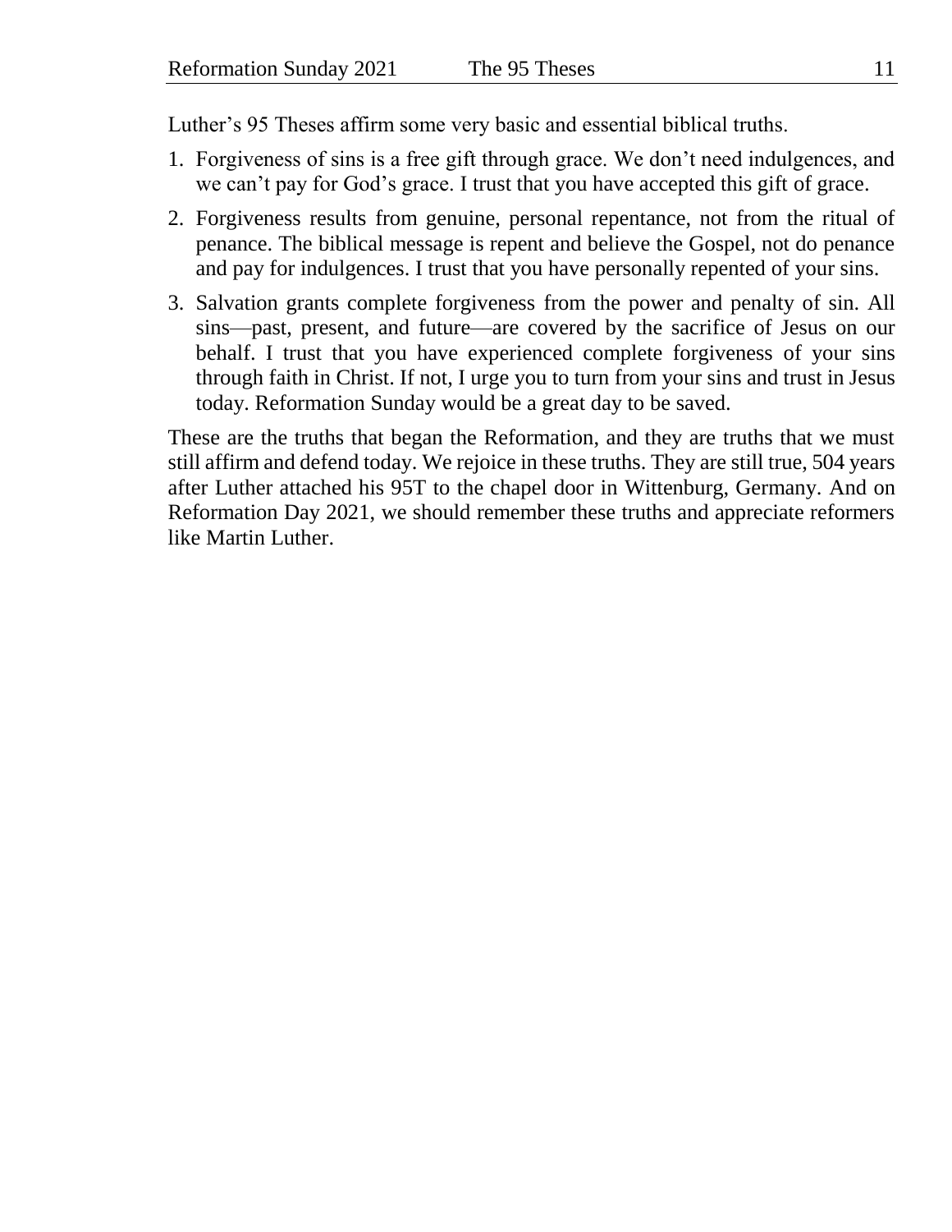Luther's 95 Theses affirm some very basic and essential biblical truths.

1. Forgiveness of sins is a free gift through grace. We don't need indulgences, and we can't pay for God's grace. I trust that you have accepted this gift of grace.
2. Forgiveness results from genuine, personal repentance, not from the ritual of penance. The biblical message is repent and believe the Gospel, not do penance and pay for indulgences. I trust that you have personally repented of your sins.
3. Salvation grants complete forgiveness from the power and penalty of sin. All sins—past, present, and future—are covered by the sacrifice of Jesus on our behalf. I trust that you have experienced complete forgiveness of your sins through faith in Christ. If not, I urge you to turn from your sins and trust in Jesus today. Reformation Sunday would be a great day to be saved.

These are the truths that began the Reformation, and they are truths that we must still affirm and defend today. We rejoice in these truths. They are still true, 504 years after Luther attached his 95T to the chapel door in Wittenburg, Germany. And on Reformation Day 2021, we should remember these truths and appreciate reformers like Martin Luther.